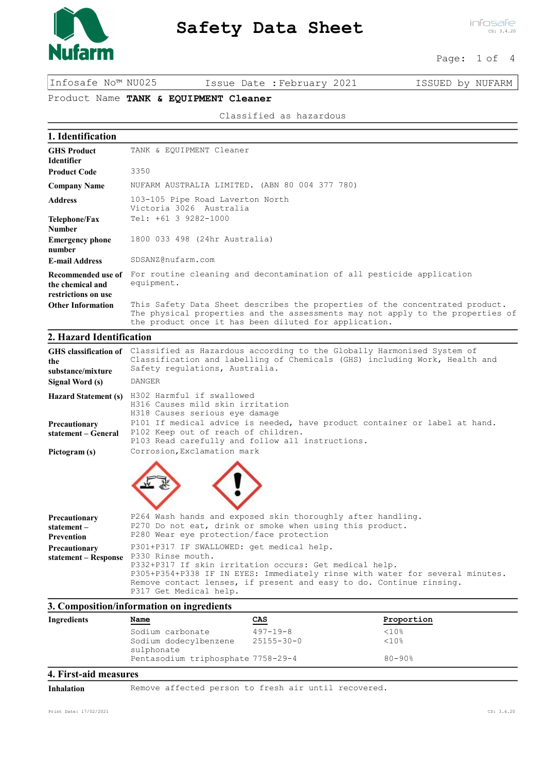# Safety Data Sheet

| Infosafe No™ NU025 | Issue Date : February 2021 | ISSUED by NUFARM |
|---|---|---|

Product Name **TANK & EQUIPMENT Cleaner**

Classified as hazardous

## 1. Identification

| | |
|---|---|
| **GHS Product Identifier** | TANK & EQUIPMENT Cleaner |
| **Product Code** | 3350 |
| **Company Name** | NUFARM AUSTRALIA LIMITED. (ABN 80 004 377 780) |
| **Address** | 103-105 Pipe Road Laverton North Victoria 3026 Australia |
| **Telephone/Fax Number** | Tel: +61 3 9282-1000 |
| **Emergency phone number** | 1800 033 498 (24hr Australia) |
| **E-mail Address** | SDSANZ@nufarm.com |
| **Recommended use of the chemical and restrictions on use** | For routine cleaning and decontamination of all pesticide application equipment. |
| **Other Information** | This Safety Data Sheet describes the properties of the concentrated product. The physical properties and the assessments may not apply to the properties of the product once it has been diluted for application. |

## 2. Hazard Identification

| | |
|---|---|
| **GHS classification of the substance/mixture** | Classified as Hazardous according to the Globally Harmonised System of Classification and labelling of Chemicals (GHS) including Work, Health and Safety regulations, Australia. |
| **Signal Word (s)** | DANGER |
| **Hazard Statement (s)** | H302 Harmful if swallowed<br>H316 Causes mild skin irritation<br>H318 Causes serious eye damage |
| **Precautionary statement – General** | P101 If medical advice is needed, have product container or label at hand.<br>P102 Keep out of reach of children.<br>P103 Read carefully and follow all instructions. |
| **Pictogram (s)** | Corrosion, Exclamation mark |
| **Precautionary statement – Prevention** | P264 Wash hands and exposed skin thoroughly after handling.<br>P270 Do not eat, drink or smoke when using this product.<br>P280 Wear eye protection/face protection |
| **Precautionary statement – Response** | P301+P317 IF SWALLOWED: get medical help.<br>P330 Rinse mouth.<br>P332+P317 If skin irritation occurs: Get medical help.<br>P305+P354+P338 IF IN EYES: Immediately rinse with water for several minutes. Remove contact lenses, if present and easy to do. Continue rinsing.<br>P317 Get Medical help. |

## 3. Composition/information on ingredients

**Ingredients**

| Name | CAS | Proportion |
|---|---|---|
| Sodium carbonate | 497-19-8 | <10% |
| Sodium dodecylbenzene sulphonate | 25155-30-0 | <10% |
| Pentasodium triphosphate | 7758-29-4 | 80-90% |

## 4. First-aid measures

| | |
|---|---|
| **Inhalation** | Remove affected person to fresh air until recovered. |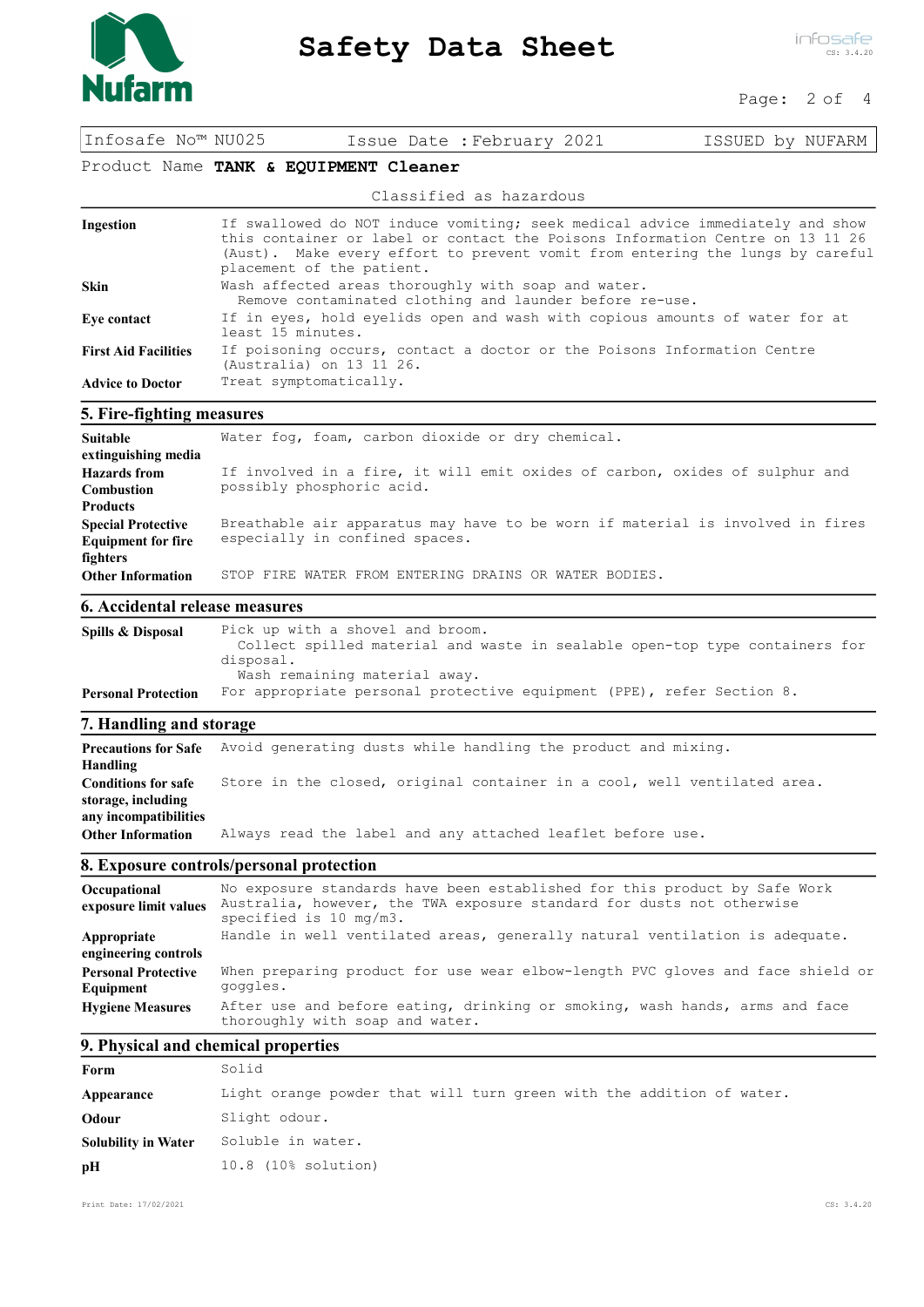Infosafe No™ NU025 Issue Date : February 2021 ISSUED by NUFARM

Product Name **TANK & EQUIPMENT Cleaner**

Classified as hazardous

| | |
|---|---|
| **Ingestion** | If swallowed do NOT induce vomiting; seek medical advice immediately and show this container or label or contact the Poisons Information Centre on 13 11 26 (Aust). Make every effort to prevent vomit from entering the lungs by careful placement of the patient. |
| **Skin** | Wash affected areas thoroughly with soap and water. Remove contaminated clothing and launder before re-use. |
| **Eye contact** | If in eyes, hold eyelids open and wash with copious amounts of water for at least 15 minutes. |
| **First Aid Facilities** | If poisoning occurs, contact a doctor or the Poisons Information Centre (Australia) on 13 11 26. |
| **Advice to Doctor** | Treat symptomatically. |

## 5. Fire-fighting measures

| | |
|---|---|
| **Suitable extinguishing media** | Water fog, foam, carbon dioxide or dry chemical. |
| **Hazards from Combustion Products** | If involved in a fire, it will emit oxides of carbon, oxides of sulphur and possibly phosphoric acid. |
| **Special Protective Equipment for fire fighters** | Breathable air apparatus may have to be worn if material is involved in fires especially in confined spaces. |
| **Other Information** | STOP FIRE WATER FROM ENTERING DRAINS OR WATER BODIES. |

## 6. Accidental release measures

| | |
|---|---|
| **Spills & Disposal** | Pick up with a shovel and broom. Collect spilled material and waste in sealable open-top type containers for disposal. Wash remaining material away. |
| **Personal Protection** | For appropriate personal protective equipment (PPE), refer Section 8. |

## 7. Handling and storage

| | |
|---|---|
| **Precautions for Safe Handling** | Avoid generating dusts while handling the product and mixing. |
| **Conditions for safe storage, including any incompatibilities** | Store in the closed, original container in a cool, well ventilated area. |
| **Other Information** | Always read the label and any attached leaflet before use. |

## 8. Exposure controls/personal protection

| | |
|---|---|
| **Occupational exposure limit values** | No exposure standards have been established for this product by Safe Work Australia, however, the TWA exposure standard for dusts not otherwise specified is 10 mg/m3. |
| **Appropriate engineering controls** | Handle in well ventilated areas, generally natural ventilation is adequate. |
| **Personal Protective Equipment** | When preparing product for use wear elbow-length PVC gloves and face shield or goggles. |
| **Hygiene Measures** | After use and before eating, drinking or smoking, wash hands, arms and face thoroughly with soap and water. |

## 9. Physical and chemical properties

| | |
|---|---|
| **Form** | Solid |
| **Appearance** | Light orange powder that will turn green with the addition of water. |
| **Odour** | Slight odour. |
| **Solubility in Water** | Soluble in water. |
| **pH** | 10.8 (10% solution) |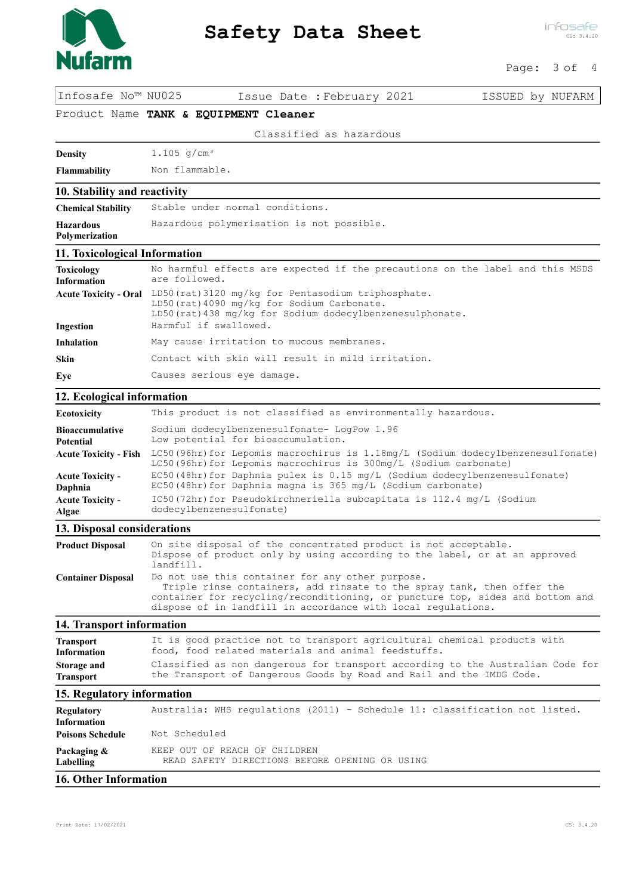Infosafe No™ NU025 Issue Date : February 2021 ISSUED by NUFARM

Product Name **TANK & EQUIPMENT Cleaner**

Classified as hazardous

| | |
|---|---|
| **Density** | 1.105 g/cm³ |
| **Flammability** | Non flammable. |

## 10. Stability and reactivity

| | |
|---|---|
| **Chemical Stability** | Stable under normal conditions. |
| **Hazardous Polymerization** | Hazardous polymerisation is not possible. |

## 11. Toxicological Information

| | |
|---|---|
| **Toxicology Information** | No harmful effects are expected if the precautions on the label and this MSDS are followed. |
| **Acute Toxicity - Oral** | LD50(rat)3120 mg/kg for Pentasodium triphosphate.<br>LD50(rat)4090 mg/kg for Sodium Carbonate.<br>LD50(rat)438 mg/kg for Sodium dodecylbenzenesulphonate. |
| **Ingestion** | Harmful if swallowed. |
| **Inhalation** | May cause irritation to mucous membranes. |
| **Skin** | Contact with skin will result in mild irritation. |
| **Eye** | Causes serious eye damage. |

## 12. Ecological information

| | |
|---|---|
| **Ecotoxicity** | This product is not classified as environmentally hazardous. |
| **Bioaccumulative Potential** | Sodium dodecylbenzenesulfonate- LogPow 1.96<br>Low potential for bioaccumulation. |
| **Acute Toxicity - Fish** | LC50(96hr)for Lepomis macrochirus is 1.18mg/L (Sodium dodecylbenzenesulfonate)<br>LC50(96hr)for Lepomis macrochirus is 300mg/L (Sodium carbonate) |
| **Acute Toxicity - Daphnia** | EC50(48hr)for Daphnia pulex is 0.15 mg/L (Sodium dodecylbenzenesulfonate)<br>EC50(48hr)for Daphnia magna is 365 mg/L (Sodium carbonate) |
| **Acute Toxicity - Algae** | IC50(72hr)for Pseudokirchneriella subcapitata is 112.4 mg/L (Sodium dodecylbenzenesulfonate) |

## 13. Disposal considerations

| | |
|---|---|
| **Product Disposal** | On site disposal of the concentrated product is not acceptable.<br>Dispose of product only by using according to the label, or at an approved landfill. |
| **Container Disposal** | Do not use this container for any other purpose.<br>Triple rinse containers, add rinsate to the spray tank, then offer the container for recycling/reconditioning, or puncture top, sides and bottom and dispose of in landfill in accordance with local regulations. |

## 14. Transport information

| | |
|---|---|
| **Transport Information** | It is good practice not to transport agricultural chemical products with food, food related materials and animal feedstuffs. |
| **Storage and Transport** | Classified as non dangerous for transport according to the Australian Code for the Transport of Dangerous Goods by Road and Rail and the IMDG Code. |

## 15. Regulatory information

| | |
|---|---|
| **Regulatory Information** | Australia: WHS regulations (2011) - Schedule 11: classification not listed. |
| **Poisons Schedule** | Not Scheduled |
| **Packaging & Labelling** | KEEP OUT OF REACH OF CHILDREN<br>READ SAFETY DIRECTIONS BEFORE OPENING OR USING |

## 16. Other Information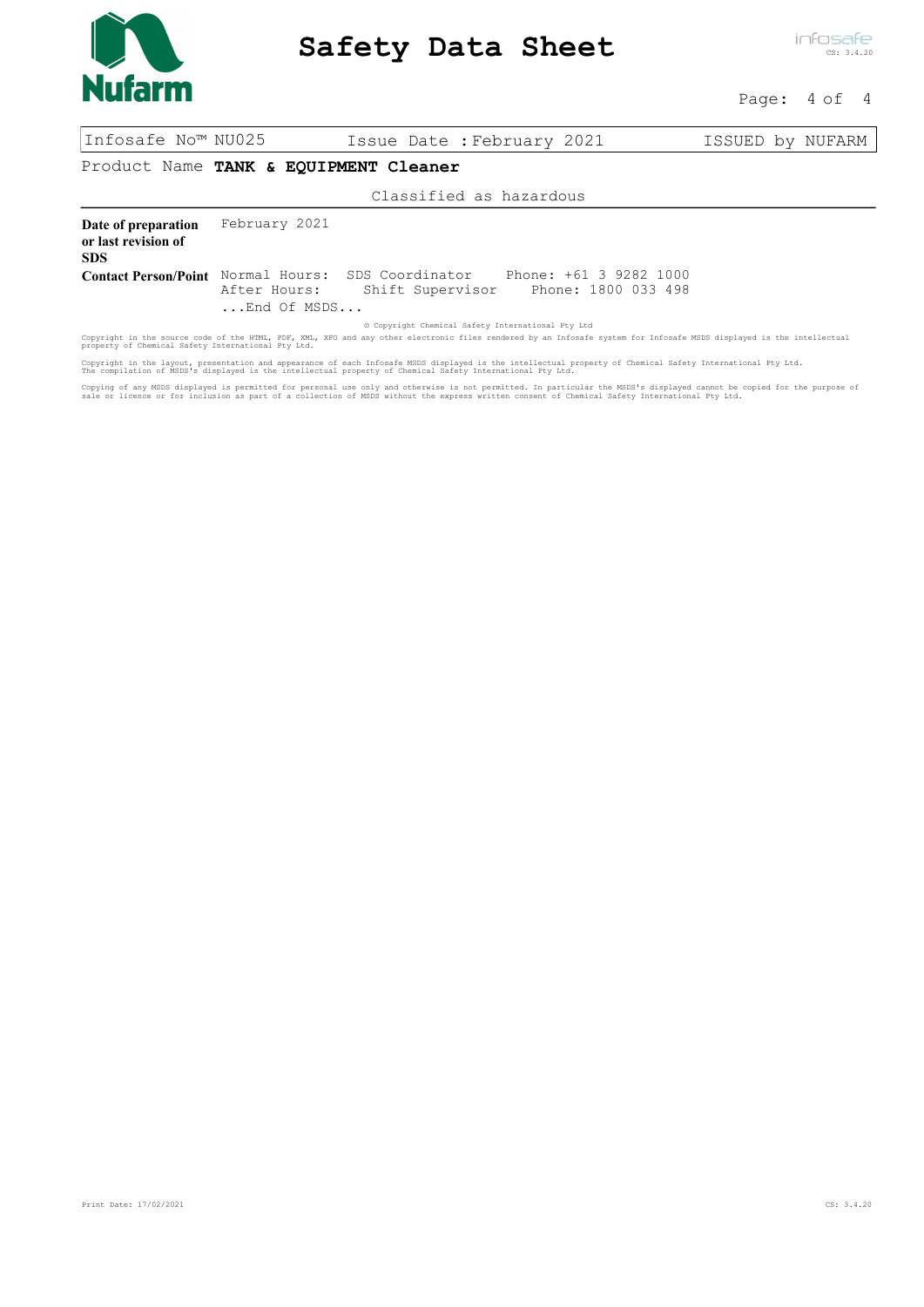Classified as hazardous

| | |
|---|---|
| **Date of preparation or last revision of SDS** | February 2021 |
| **Contact Person/Point** | Normal Hours: SDS Coordinator Phone: +61 3 9282 1000<br>After Hours: Shift Supervisor Phone: 1800 033 498 |

...End Of MSDS...

© Copyright Chemical Safety International Pty Ltd

Copyright in the source code of the HTML, PDF, XML, XFO and any other electronic files rendered by an Infosafe system for Infosafe MSDS displayed is the intellectual property of Chemical Safety International Pty Ltd.

Copyright in the layout, presentation and appearance of each Infosafe MSDS displayed is the intellectual property of Chemical Safety International Pty Ltd.
The compilation of MSDS's displayed is the intellectual property of Chemical Safety International Pty Ltd.

Copying of any MSDS displayed is permitted for personal use only and otherwise is not permitted. In particular the MSDS's displayed cannot be copied for the purpose of sale or licence or for inclusion as part of a collection of MSDS without the express written consent of Chemical Safety International Pty Ltd.